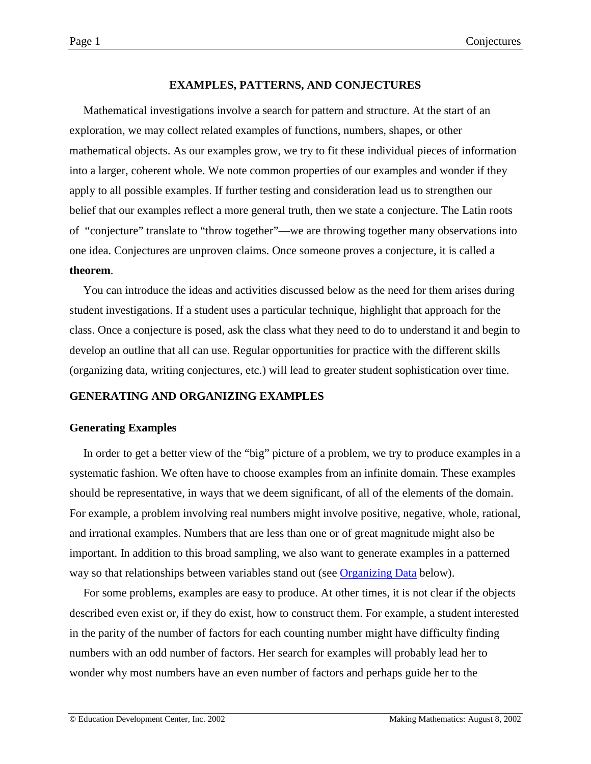# EXAMPLES, PATTERNS, AND CONJECTURES

Mathematical investigations involve a search for pattern and structure. At the start of an exploration, we may collect related examples of functions, numbers, shapes, or other mathematical objects. As our examples grow, we try to fit these individual pieces of information into a larger, coherent whole. We note common properties of our examples and wonder if they apply to all possible examples. If further testing and consideration lead us to strengthen our belief that our examples reflect a more general truth, then we state a conjecture. The Latin roots of "conjecture" translate to "throw together"—we are throwing together many observations into one idea. Conjectures are unproven claims. Once someone proves a conjecture, it is called a **theorem**.

You can introduce the ideas and activities discussed below as the need for them arises during student investigations. If a student uses a particular technique, highlight that approach for the class. Once a conjecture is posed, ask the class what they need to do to understand it and begin to develop an outline that all can use. Regular opportunities for practice with the different skills (organizing data, writing conjectures, etc.) will lead to greater student sophistication over time.

## GENERATING AND ORGANIZING EXAMPLES

### Generating Examples

In order to get a better view of the "big" picture of a problem, we try to produce examples in a systematic fashion. We often have to choose examples from an infinite domain. These examples should be representative, in ways that we deem significant, of all of the elements of the domain. For example, a problem involving real numbers might involve positive, negative, whole, rational, and irrational examples. Numbers that are less than one or of great magnitude might also be important. In addition to this broad sampling, we also want to generate examples in a patterned way so that relationships between variables stand out (see Organizing Data below).

For some problems, examples are easy to produce. At other times, it is not clear if the objects described even exist or, if they do exist, how to construct them. For example, a student interested in the parity of the number of factors for each counting number might have difficulty finding numbers with an odd number of factors. Her search for examples will probably lead her to wonder why most numbers have an even number of factors and perhaps guide her to the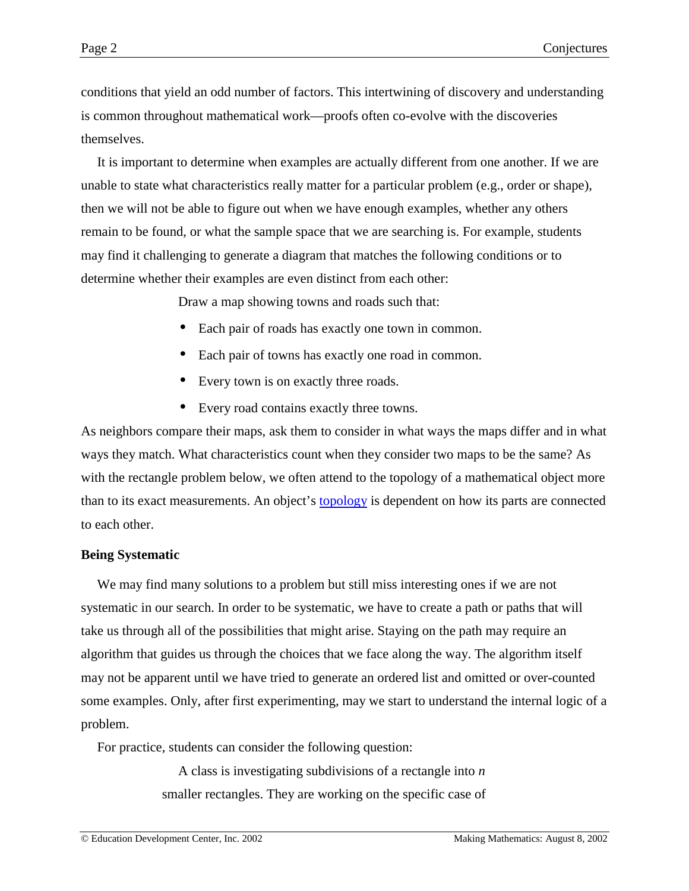conditions that yield an odd number of factors. This intertwining of discovery and understanding is common throughout mathematical work—proofs often co-evolve with the discoveries themselves.

It is important to determine when examples are actually different from one another. If we are unable to state what characteristics really matter for a particular problem (e.g., order or shape), then we will not be able to figure out when we have enough examples, whether any others remain to be found, or what the sample space that we are searching is. For example, students may find it challenging to generate a diagram that matches the following conditions or to determine whether their examples are even distinct from each other:

> Draw a map showing towns and roads such that:
>
> - Each pair of roads has exactly one town in common.
> - Each pair of towns has exactly one road in common.
> - Every town is on exactly three roads.
> - Every road contains exactly three towns.

As neighbors compare their maps, ask them to consider in what ways the maps differ and in what ways they match. What characteristics count when they consider two maps to be the same? As with the rectangle problem below, we often attend to the topology of a mathematical object more than to its exact measurements. An object's [topology](#) is dependent on how its parts are connected to each other.

### Being Systematic

We may find many solutions to a problem but still miss interesting ones if we are not systematic in our search. In order to be systematic, we have to create a path or paths that will take us through all of the possibilities that might arise. Staying on the path may require an algorithm that guides us through the choices that we face along the way. The algorithm itself may not be apparent until we have tried to generate an ordered list and omitted or over-counted some examples. Only, after first experimenting, may we start to understand the internal logic of a problem.

For practice, students can consider the following question:

> A class is investigating subdivisions of a rectangle into *n* smaller rectangles. They are working on the specific case of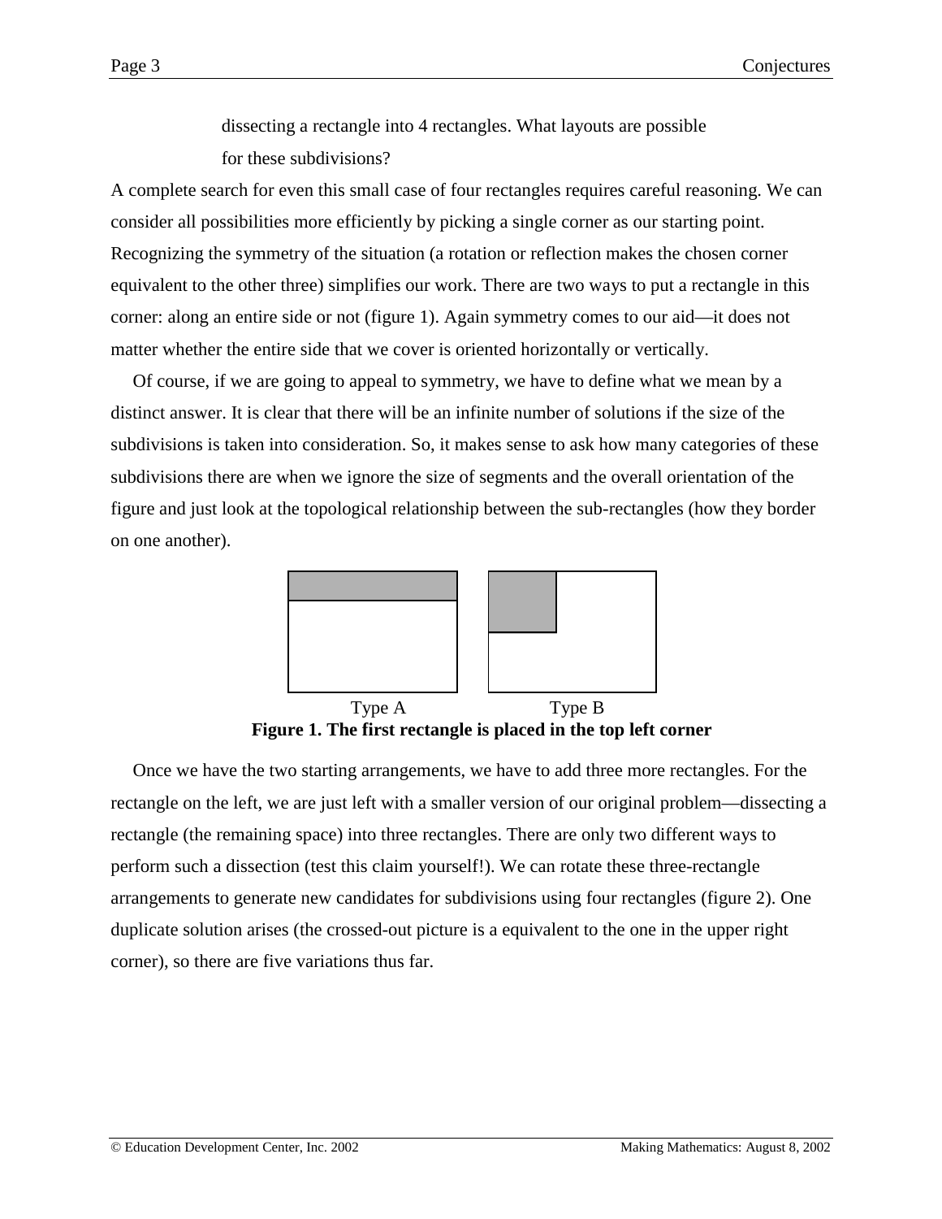dissecting a rectangle into 4 rectangles. What layouts are possible for these subdivisions?

A complete search for even this small case of four rectangles requires careful reasoning. We can consider all possibilities more efficiently by picking a single corner as our starting point. Recognizing the symmetry of the situation (a rotation or reflection makes the chosen corner equivalent to the other three) simplifies our work. There are two ways to put a rectangle in this corner: along an entire side or not (figure 1). Again symmetry comes to our aid—it does not matter whether the entire side that we cover is oriented horizontally or vertically.

Of course, if we are going to appeal to symmetry, we have to define what we mean by a distinct answer. It is clear that there will be an infinite number of solutions if the size of the subdivisions is taken into consideration. So, it makes sense to ask how many categories of these subdivisions there are when we ignore the size of segments and the overall orientation of the figure and just look at the topological relationship between the sub-rectangles (how they border on one another).

Type A Type B

**Figure 1. The first rectangle is placed in the top left corner**

Once we have the two starting arrangements, we have to add three more rectangles. For the rectangle on the left, we are just left with a smaller version of our original problem—dissecting a rectangle (the remaining space) into three rectangles. There are only two different ways to perform such a dissection (test this claim yourself!). We can rotate these three-rectangle arrangements to generate new candidates for subdivisions using four rectangles (figure 2). One duplicate solution arises (the crossed-out picture is a equivalent to the one in the upper right corner), so there are five variations thus far.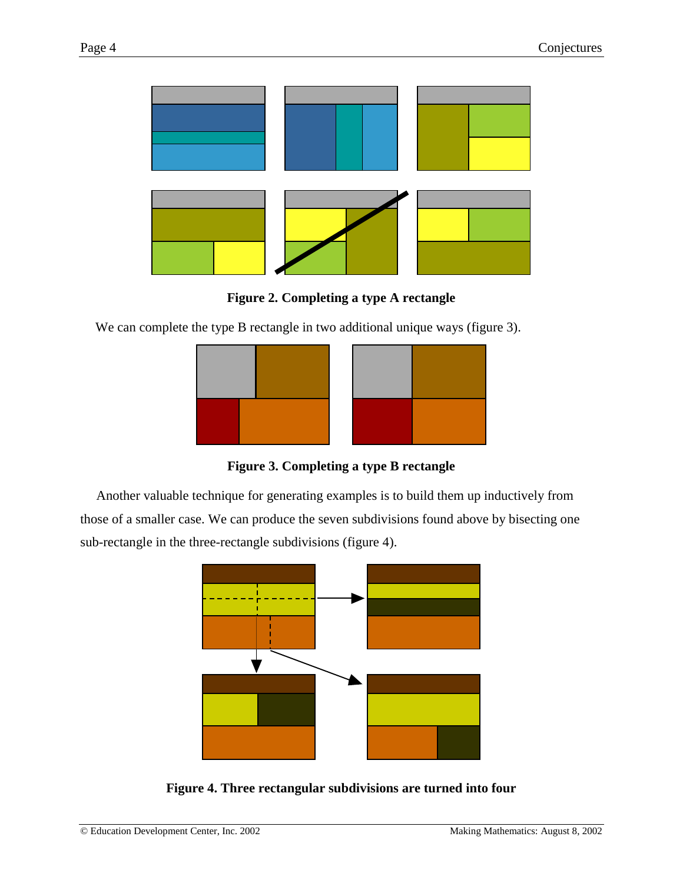**Figure 2. Completing a type A rectangle**

We can complete the type B rectangle in two additional unique ways (figure 3).

**Figure 3. Completing a type B rectangle**

Another valuable technique for generating examples is to build them up inductively from those of a smaller case. We can produce the seven subdivisions found above by bisecting one sub-rectangle in the three-rectangle subdivisions (figure 4).

**Figure 4. Three rectangular subdivisions are turned into four**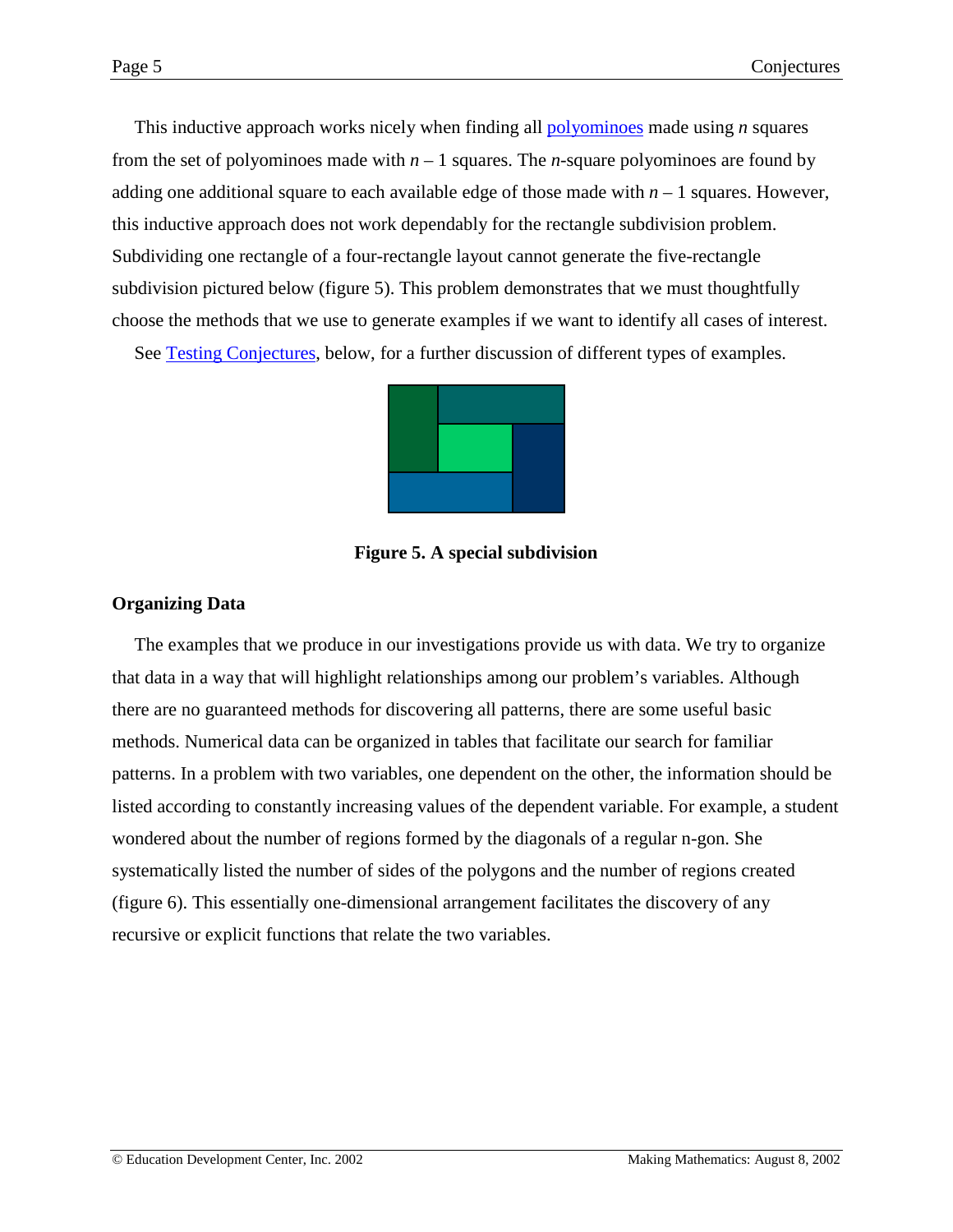This inductive approach works nicely when finding all polyominoes made using $n$ squares from the set of polyominoes made with $n - 1$ squares. The $n$-square polyominoes are found by adding one additional square to each available edge of those made with $n - 1$ squares. However, this inductive approach does not work dependably for the rectangle subdivision problem. Subdividing one rectangle of a four-rectangle layout cannot generate the five-rectangle subdivision pictured below (figure 5). This problem demonstrates that we must thoughtfully choose the methods that we use to generate examples if we want to identify all cases of interest.

See Testing Conjectures, below, for a further discussion of different types of examples.

**Figure 5. A special subdivision**

### Organizing Data

The examples that we produce in our investigations provide us with data. We try to organize that data in a way that will highlight relationships among our problem's variables. Although there are no guaranteed methods for discovering all patterns, there are some useful basic methods. Numerical data can be organized in tables that facilitate our search for familiar patterns. In a problem with two variables, one dependent on the other, the information should be listed according to constantly increasing values of the dependent variable. For example, a student wondered about the number of regions formed by the diagonals of a regular n-gon. She systematically listed the number of sides of the polygons and the number of regions created (figure 6). This essentially one-dimensional arrangement facilitates the discovery of any recursive or explicit functions that relate the two variables.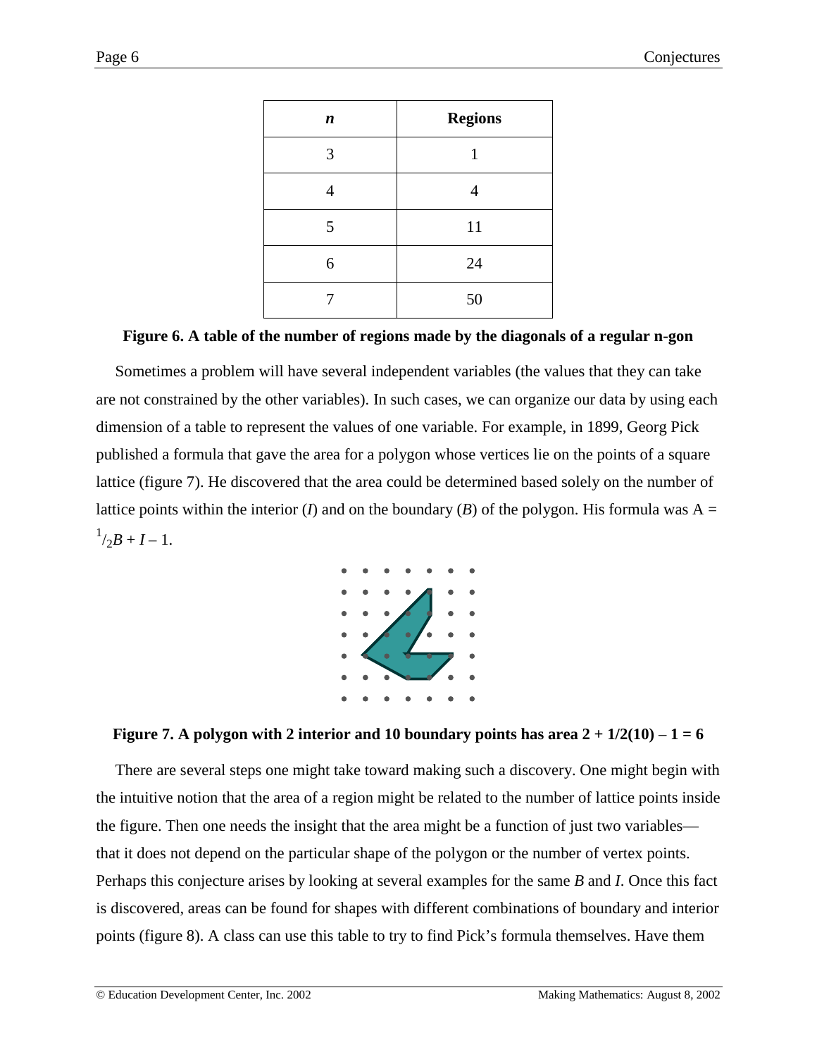| *n* | Regions |
|---|---|
| 3 | 1 |
| 4 | 4 |
| 5 | 11 |
| 6 | 24 |
| 7 | 50 |

**Figure 6. A table of the number of regions made by the diagonals of a regular n-gon**

Sometimes a problem will have several independent variables (the values that they can take are not constrained by the other variables). In such cases, we can organize our data by using each dimension of a table to represent the values of one variable. For example, in 1899, Georg Pick published a formula that gave the area for a polygon whose vertices lie on the points of a square lattice (figure 7). He discovered that the area could be determined based solely on the number of lattice points within the interior ($I$) and on the boundary ($B$) of the polygon. His formula was $A = \frac{1}{2}B + I - 1$.

**Figure 7. A polygon with 2 interior and 10 boundary points has area $2 + 1/2(10) - 1 = 6$**

There are several steps one might take toward making such a discovery. One might begin with the intuitive notion that the area of a region might be related to the number of lattice points inside the figure. Then one needs the insight that the area might be a function of just two variables—that it does not depend on the particular shape of the polygon or the number of vertex points. Perhaps this conjecture arises by looking at several examples for the same $B$ and $I$. Once this fact is discovered, areas can be found for shapes with different combinations of boundary and interior points (figure 8). A class can use this table to try to find Pick's formula themselves. Have them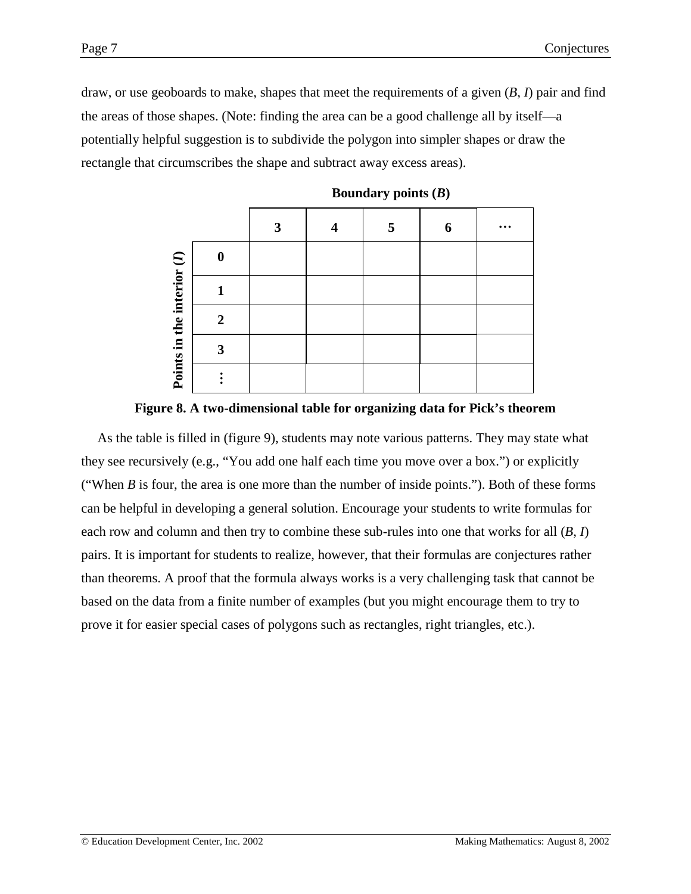draw, or use geoboards to make, shapes that meet the requirements of a given (*B*, *I*) pair and find the areas of those shapes. (Note: finding the area can be a good challenge all by itself—a potentially helpful suggestion is to subdivide the polygon into simpler shapes or draw the rectangle that circumscribes the shape and subtract away excess areas).

| Points in the interior (*I*) \ Boundary points (*B*) | **3** | **4** | **5** | **6** | **…** |
|---|---|---|---|---|---|
| **0** | | | | | |
| **1** | | | | | |
| **2** | | | | | |
| **3** | | | | | |
| **⋮** | | | | | |

**Figure 8. A two-dimensional table for organizing data for Pick's theorem**

As the table is filled in (figure 9), students may note various patterns. They may state what they see recursively (e.g., "You add one half each time you move over a box.") or explicitly ("When *B* is four, the area is one more than the number of inside points."). Both of these forms can be helpful in developing a general solution. Encourage your students to write formulas for each row and column and then try to combine these sub-rules into one that works for all (*B*, *I*) pairs. It is important for students to realize, however, that their formulas are conjectures rather than theorems. A proof that the formula always works is a very challenging task that cannot be based on the data from a finite number of examples (but you might encourage them to try to prove it for easier special cases of polygons such as rectangles, right triangles, etc.).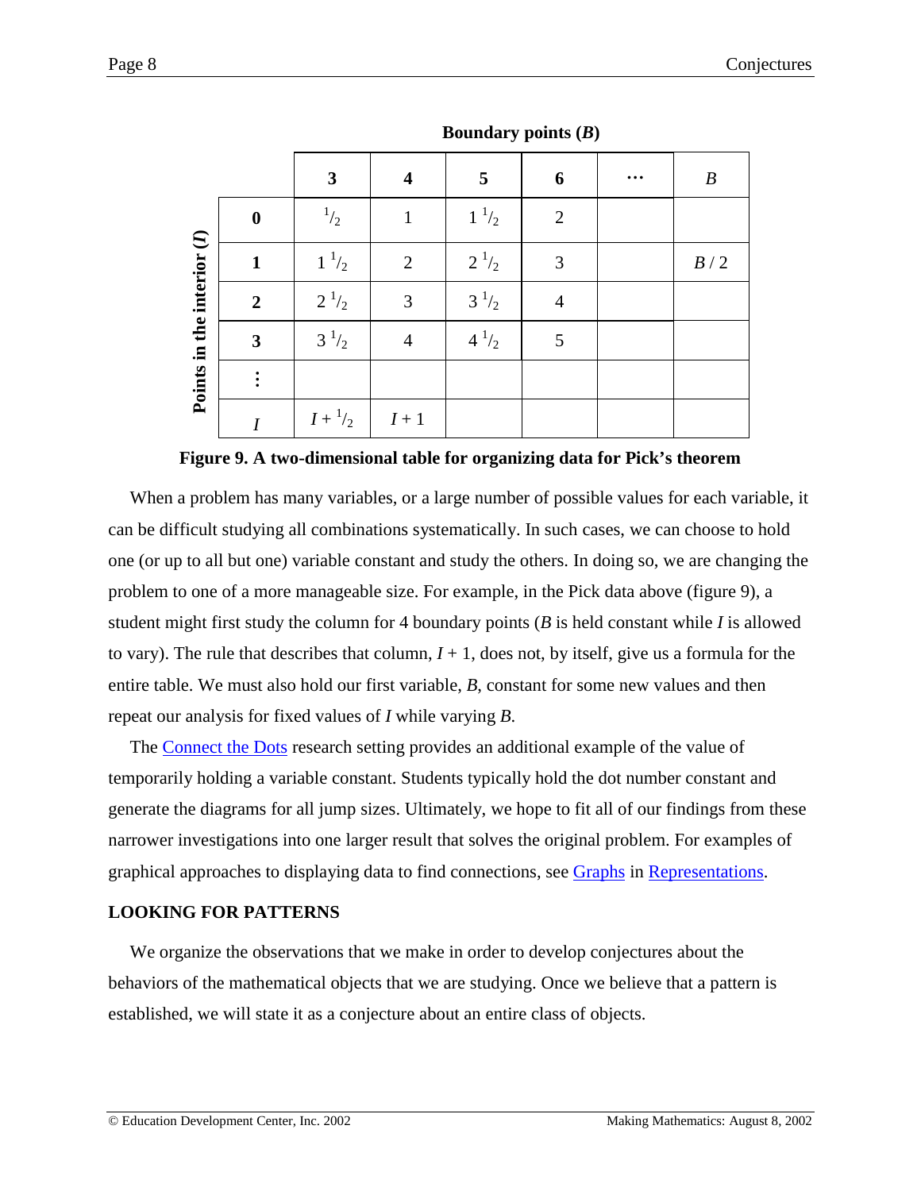| | | Boundary points ($B$) | | | | |
|---|---|---|---|---|---|---|
| | | **3** | **4** | **5** | **6** | **…** | $B$ |
| **Points in the interior ($I$)** | **0** | $\frac{1}{2}$ | 1 | $1\frac{1}{2}$ | 2 | | |
| | **1** | $1\frac{1}{2}$ | 2 | $2\frac{1}{2}$ | 3 | | $B/2$ |
| | **2** | $2\frac{1}{2}$ | 3 | $3\frac{1}{2}$ | 4 | | |
| | **3** | $3\frac{1}{2}$ | 4 | $4\frac{1}{2}$ | 5 | | |
| | **⋮** | | | | | | |
| | $I$ | $I + \frac{1}{2}$ | $I + 1$ | | | | |

**Figure 9. A two-dimensional table for organizing data for Pick's theorem**

When a problem has many variables, or a large number of possible values for each variable, it can be difficult studying all combinations systematically. In such cases, we can choose to hold one (or up to all but one) variable constant and study the others. In doing so, we are changing the problem to one of a more manageable size. For example, in the Pick data above (figure 9), a student might first study the column for 4 boundary points ($B$ is held constant while $I$ is allowed to vary). The rule that describes that column, $I + 1$, does not, by itself, give us a formula for the entire table. We must also hold our first variable, $B$, constant for some new values and then repeat our analysis for fixed values of $I$ while varying $B$.

The Connect the Dots research setting provides an additional example of the value of temporarily holding a variable constant. Students typically hold the dot number constant and generate the diagrams for all jump sizes. Ultimately, we hope to fit all of our findings from these narrower investigations into one larger result that solves the original problem. For examples of graphical approaches to displaying data to find connections, see Graphs in Representations.

## LOOKING FOR PATTERNS

We organize the observations that we make in order to develop conjectures about the behaviors of the mathematical objects that we are studying. Once we believe that a pattern is established, we will state it as a conjecture about an entire class of objects.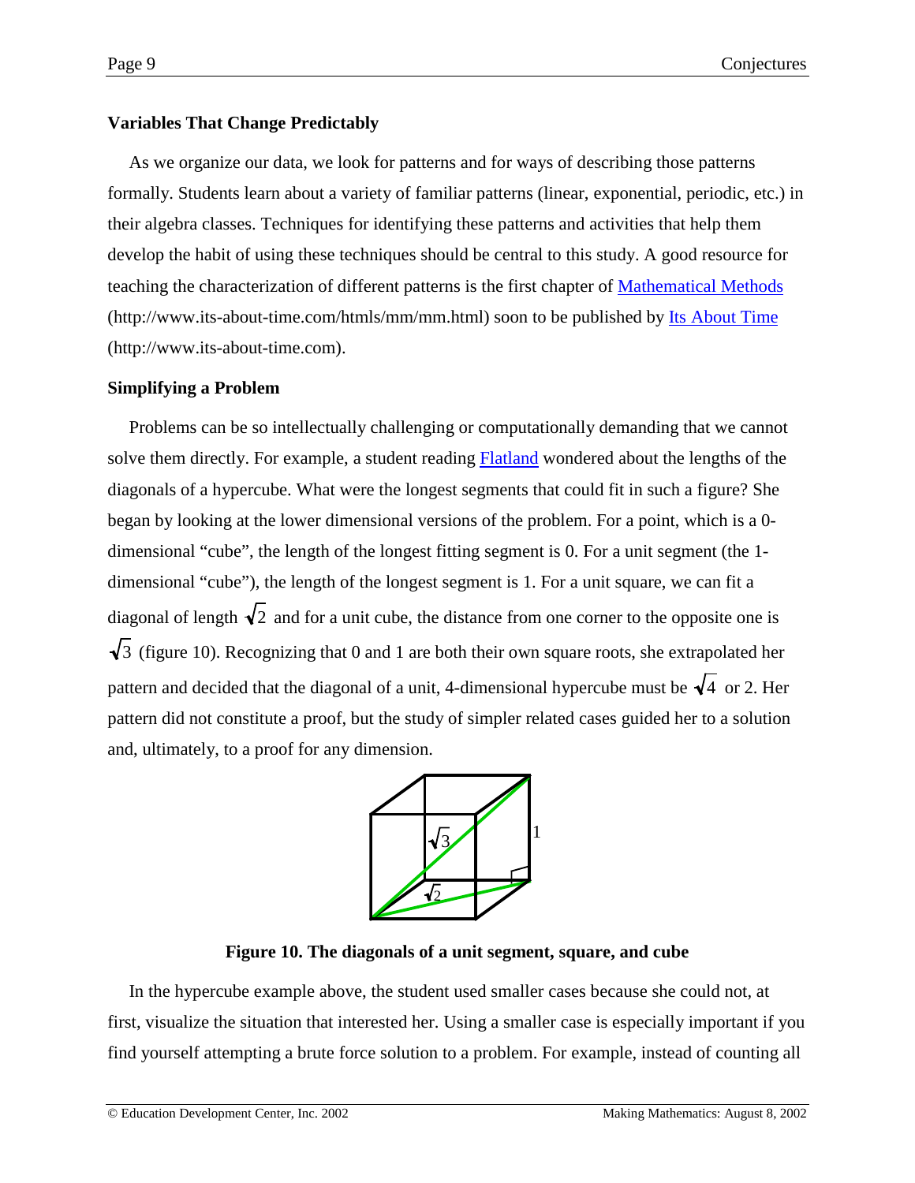### Variables That Change Predictably

As we organize our data, we look for patterns and for ways of describing those patterns formally. Students learn about a variety of familiar patterns (linear, exponential, periodic, etc.) in their algebra classes. Techniques for identifying these patterns and activities that help them develop the habit of using these techniques should be central to this study. A good resource for teaching the characterization of different patterns is the first chapter of Mathematical Methods (http://www.its-about-time.com/htmls/mm/mm.html) soon to be published by Its About Time (http://www.its-about-time.com).

### Simplifying a Problem

Problems can be so intellectually challenging or computationally demanding that we cannot solve them directly. For example, a student reading Flatland wondered about the lengths of the diagonals of a hypercube. What were the longest segments that could fit in such a figure? She began by looking at the lower dimensional versions of the problem. For a point, which is a 0-dimensional "cube", the length of the longest fitting segment is 0. For a unit segment (the 1-dimensional "cube"), the length of the longest segment is 1. For a unit square, we can fit a diagonal of length $\sqrt{2}$ and for a unit cube, the distance from one corner to the opposite one is $\sqrt{3}$ (figure 10). Recognizing that 0 and 1 are both their own square roots, she extrapolated her pattern and decided that the diagonal of a unit, 4-dimensional hypercube must be $\sqrt{4}$ or 2. Her pattern did not constitute a proof, but the study of simpler related cases guided her to a solution and, ultimately, to a proof for any dimension.

**Figure 10. The diagonals of a unit segment, square, and cube**

In the hypercube example above, the student used smaller cases because she could not, at first, visualize the situation that interested her. Using a smaller case is especially important if you find yourself attempting a brute force solution to a problem. For example, instead of counting all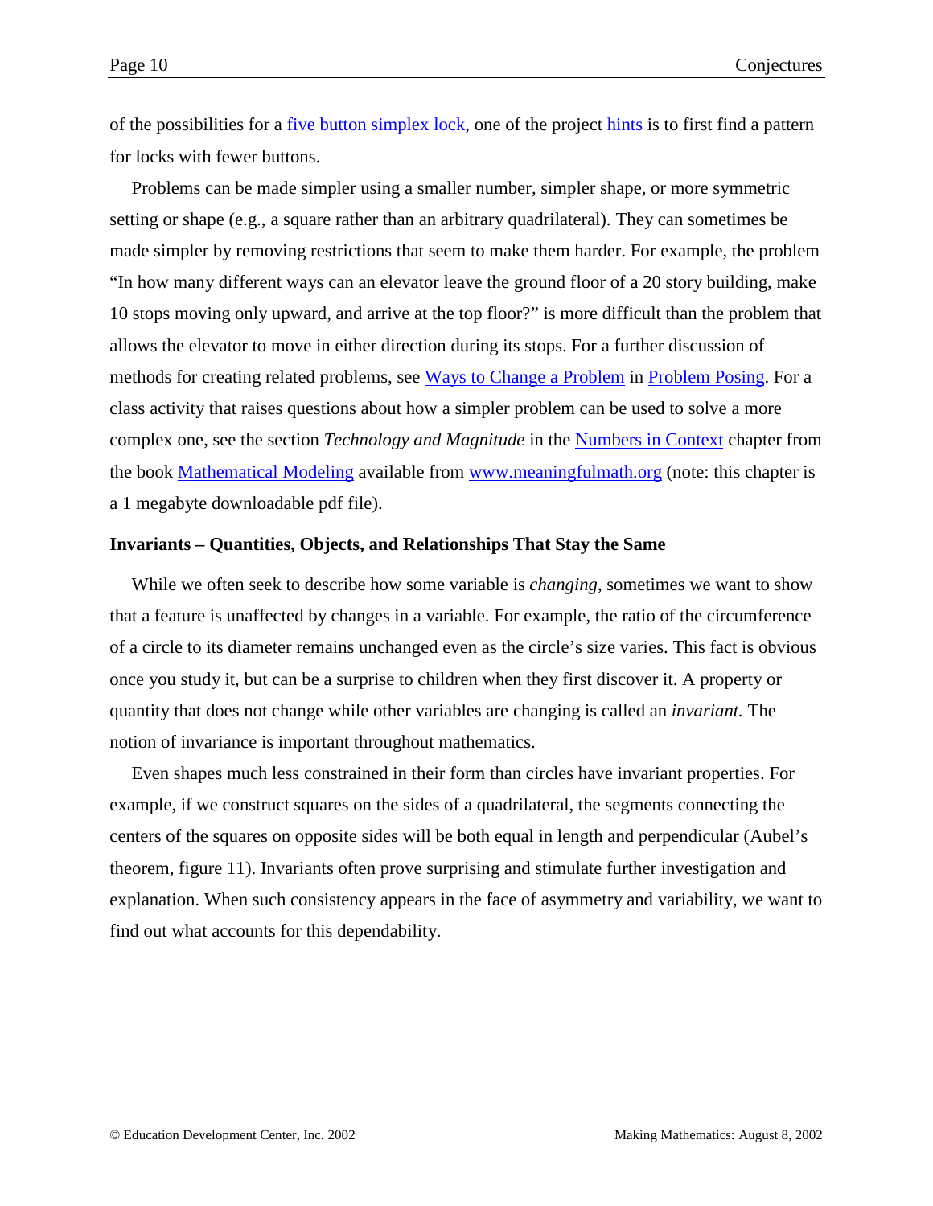of the possibilities for a five button simplex lock, one of the project hints is to first find a pattern for locks with fewer buttons.

Problems can be made simpler using a smaller number, simpler shape, or more symmetric setting or shape (e.g., a square rather than an arbitrary quadrilateral). They can sometimes be made simpler by removing restrictions that seem to make them harder. For example, the problem "In how many different ways can an elevator leave the ground floor of a 20 story building, make 10 stops moving only upward, and arrive at the top floor?" is more difficult than the problem that allows the elevator to move in either direction during its stops. For a further discussion of methods for creating related problems, see Ways to Change a Problem in Problem Posing. For a class activity that raises questions about how a simpler problem can be used to solve a more complex one, see the section *Technology and Magnitude* in the Numbers in Context chapter from the book Mathematical Modeling available from www.meaningfulmath.org (note: this chapter is a 1 megabyte downloadable pdf file).

**Invariants – Quantities, Objects, and Relationships That Stay the Same**

While we often seek to describe how some variable is *changing*, sometimes we want to show that a feature is unaffected by changes in a variable. For example, the ratio of the circumference of a circle to its diameter remains unchanged even as the circle's size varies. This fact is obvious once you study it, but can be a surprise to children when they first discover it. A property or quantity that does not change while other variables are changing is called an *invariant.* The notion of invariance is important throughout mathematics.

Even shapes much less constrained in their form than circles have invariant properties. For example, if we construct squares on the sides of a quadrilateral, the segments connecting the centers of the squares on opposite sides will be both equal in length and perpendicular (Aubel's theorem, figure 11). Invariants often prove surprising and stimulate further investigation and explanation. When such consistency appears in the face of asymmetry and variability, we want to find out what accounts for this dependability.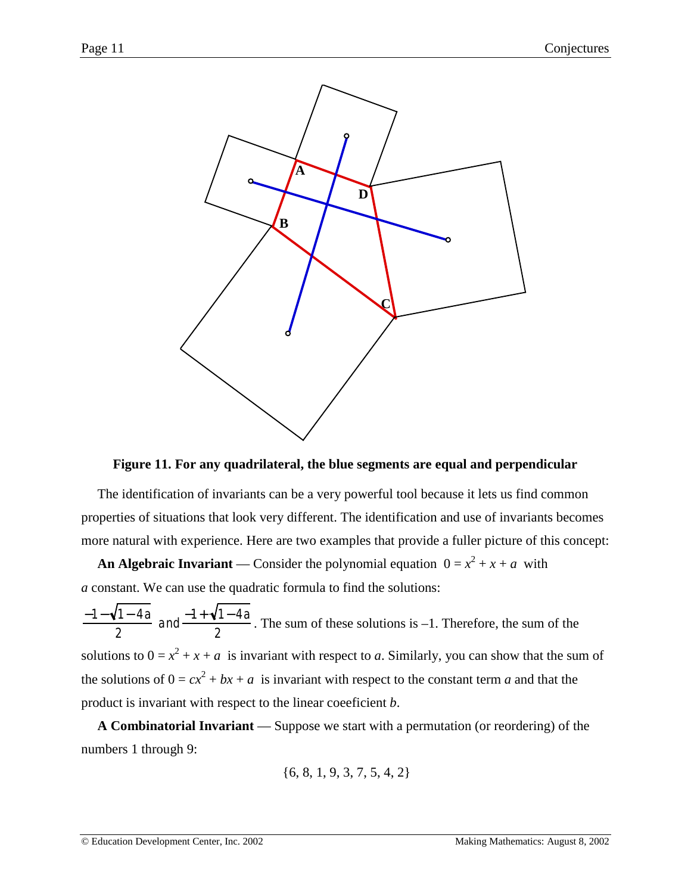**Figure 11. For any quadrilateral, the blue segments are equal and perpendicular**

The identification of invariants can be a very powerful tool because it lets us find common properties of situations that look very different. The identification and use of invariants becomes more natural with experience. Here are two examples that provide a fuller picture of this concept:

**An Algebraic Invariant** — Consider the polynomial equation $0 = x^2 + x + a$ with $a$ constant. We can use the quadratic formula to find the solutions:

$\frac{-1-\sqrt{1-4a}}{2}$ and $\frac{-1+\sqrt{1-4a}}{2}$. The sum of these solutions is –1. Therefore, the sum of the solutions to $0 = x^2 + x + a$ is invariant with respect to $a$. Similarly, you can show that the sum of the solutions of $0 = cx^2 + bx + a$ is invariant with respect to the constant term $a$ and that the product is invariant with respect to the linear coeeficient $b$.

**A Combinatorial Invariant** — Suppose we start with a permutation (or reordering) of the numbers 1 through 9:

{6, 8, 1, 9, 3, 7, 5, 4, 2}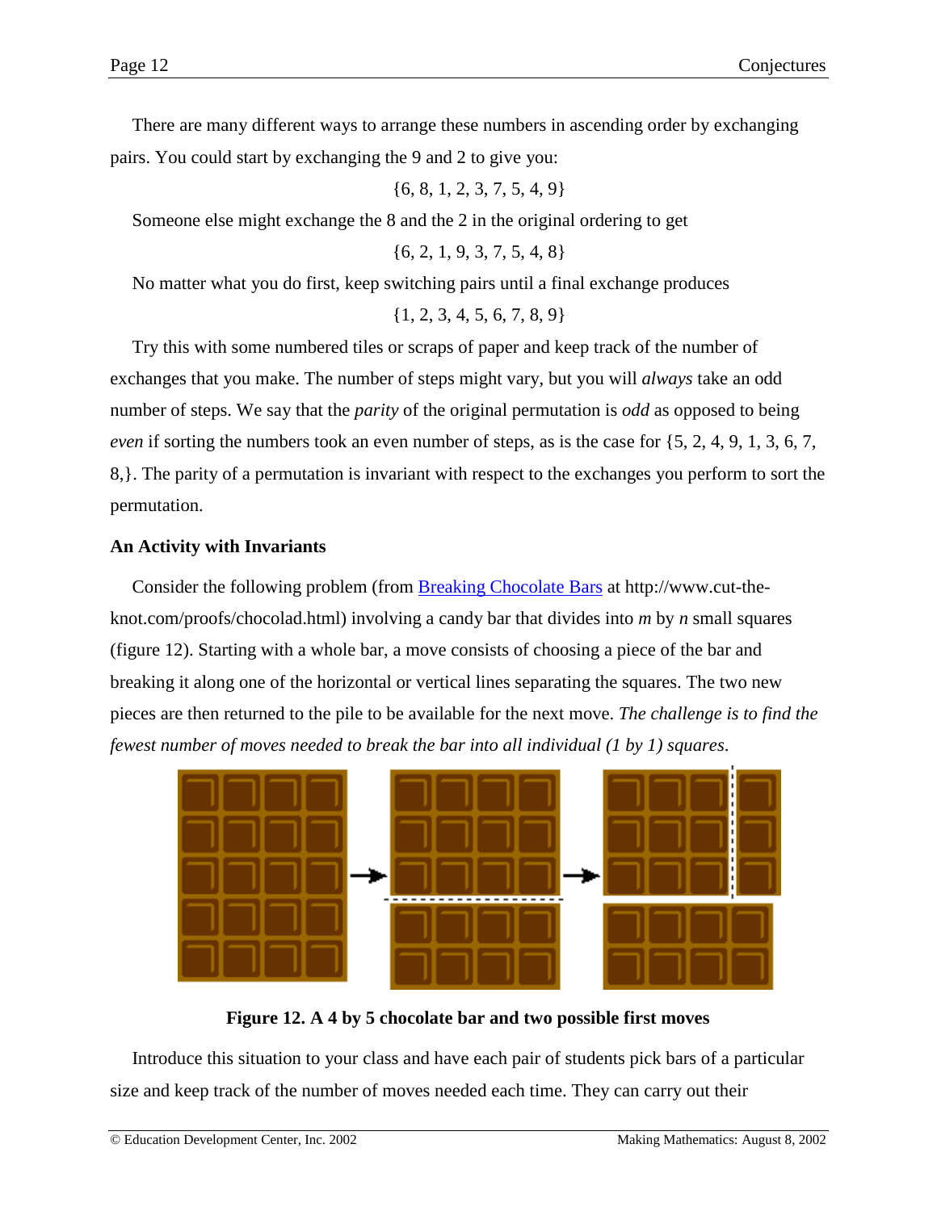There are many different ways to arrange these numbers in ascending order by exchanging pairs. You could start by exchanging the 9 and 2 to give you:

{6, 8, 1, 2, 3, 7, 5, 4, 9}

Someone else might exchange the 8 and the 2 in the original ordering to get

{6, 2, 1, 9, 3, 7, 5, 4, 8}

No matter what you do first, keep switching pairs until a final exchange produces

{1, 2, 3, 4, 5, 6, 7, 8, 9}

Try this with some numbered tiles or scraps of paper and keep track of the number of exchanges that you make. The number of steps might vary, but you will *always* take an odd number of steps. We say that the *parity* of the original permutation is *odd* as opposed to being *even* if sorting the numbers took an even number of steps, as is the case for {5, 2, 4, 9, 1, 3, 6, 7, 8,}. The parity of a permutation is invariant with respect to the exchanges you perform to sort the permutation.

**An Activity with Invariants**

Consider the following problem (from [Breaking Chocolate Bars](http://www.cut-the-knot.com/proofs/chocolad.html) at http://www.cut-the-knot.com/proofs/chocolad.html) involving a candy bar that divides into $m$ by $n$ small squares (figure 12). Starting with a whole bar, a move consists of choosing a piece of the bar and breaking it along one of the horizontal or vertical lines separating the squares. The two new pieces are then returned to the pile to be available for the next move. *The challenge is to find the fewest number of moves needed to break the bar into all individual (1 by 1) squares*.

**Figure 12. A 4 by 5 chocolate bar and two possible first moves**

Introduce this situation to your class and have each pair of students pick bars of a particular size and keep track of the number of moves needed each time. They can carry out their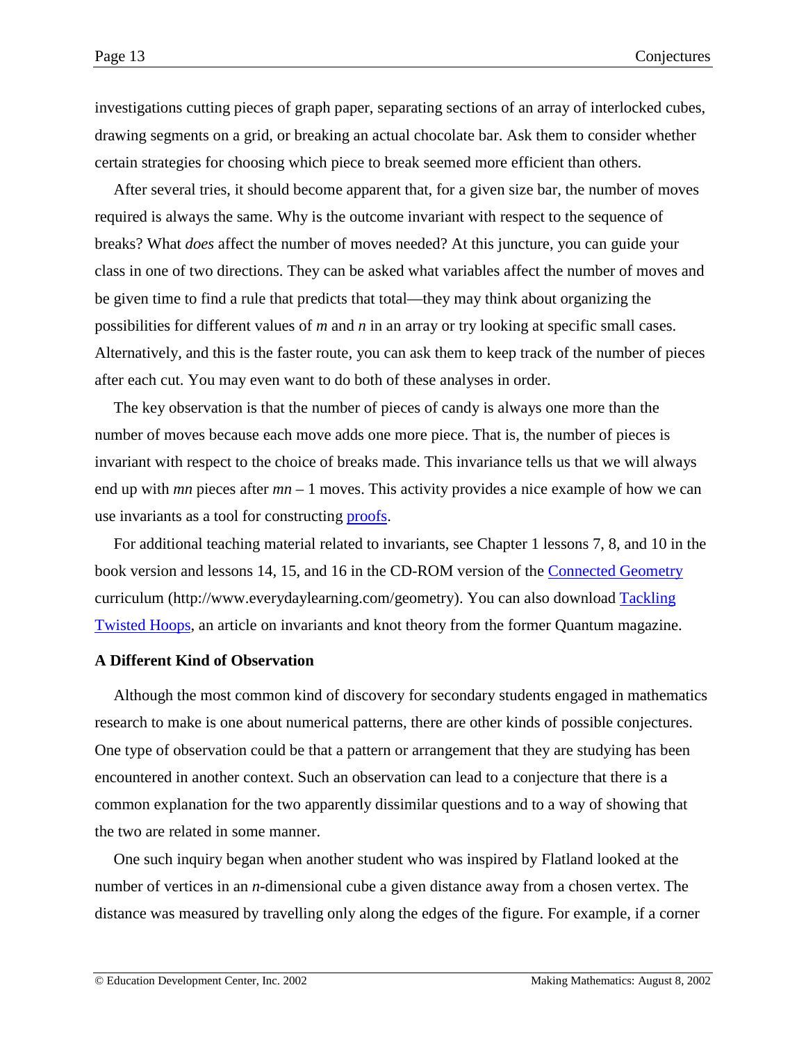investigations cutting pieces of graph paper, separating sections of an array of interlocked cubes, drawing segments on a grid, or breaking an actual chocolate bar. Ask them to consider whether certain strategies for choosing which piece to break seemed more efficient than others.

After several tries, it should become apparent that, for a given size bar, the number of moves required is always the same. Why is the outcome invariant with respect to the sequence of breaks? What *does* affect the number of moves needed? At this juncture, you can guide your class in one of two directions. They can be asked what variables affect the number of moves and be given time to find a rule that predicts that total—they may think about organizing the possibilities for different values of $m$ and $n$ in an array or try looking at specific small cases. Alternatively, and this is the faster route, you can ask them to keep track of the number of pieces after each cut. You may even want to do both of these analyses in order.

The key observation is that the number of pieces of candy is always one more than the number of moves because each move adds one more piece. That is, the number of pieces is invariant with respect to the choice of breaks made. This invariance tells us that we will always end up with $mn$ pieces after $mn - 1$ moves. This activity provides a nice example of how we can use invariants as a tool for constructing proofs.

For additional teaching material related to invariants, see Chapter 1 lessons 7, 8, and 10 in the book version and lessons 14, 15, and 16 in the CD-ROM version of the Connected Geometry curriculum (http://www.everydaylearning.com/geometry). You can also download Tackling Twisted Hoops, an article on invariants and knot theory from the former Quantum magazine.

**A Different Kind of Observation**

Although the most common kind of discovery for secondary students engaged in mathematics research to make is one about numerical patterns, there are other kinds of possible conjectures. One type of observation could be that a pattern or arrangement that they are studying has been encountered in another context. Such an observation can lead to a conjecture that there is a common explanation for the two apparently dissimilar questions and to a way of showing that the two are related in some manner.

One such inquiry began when another student who was inspired by Flatland looked at the number of vertices in an $n$-dimensional cube a given distance away from a chosen vertex. The distance was measured by travelling only along the edges of the figure. For example, if a corner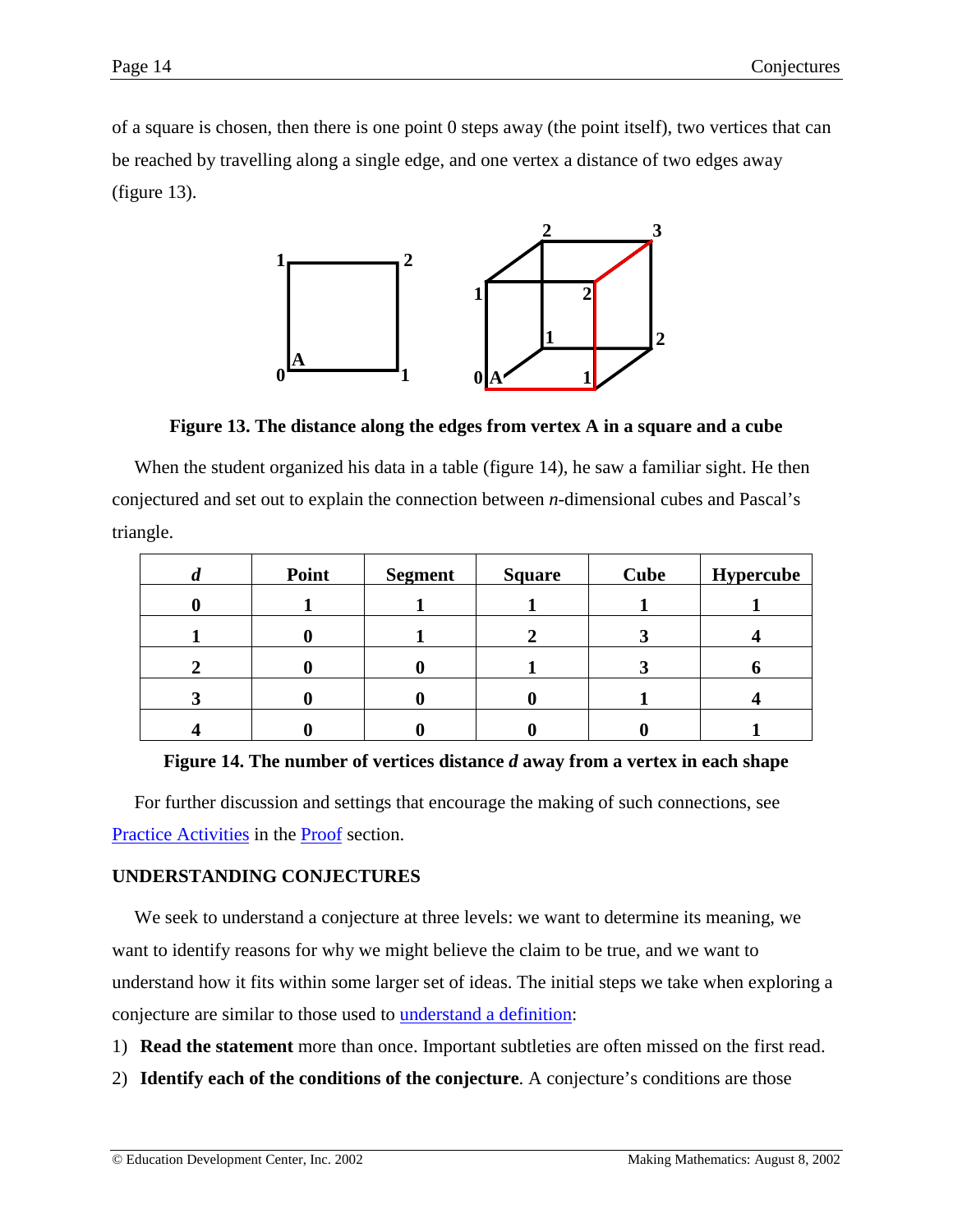of a square is chosen, then there is one point 0 steps away (the point itself), two vertices that can be reached by travelling along a single edge, and one vertex a distance of two edges away (figure 13).

**Figure 13. The distance along the edges from vertex A in a square and a cube**

When the student organized his data in a table (figure 14), he saw a familiar sight. He then conjectured and set out to explain the connection between *n*-dimensional cubes and Pascal's triangle.

| *d* | Point | Segment | Square | Cube | Hypercube |
|---|---|---|---|---|---|
| 0 | 1 | 1 | 1 | 1 | 1 |
| 1 | 0 | 1 | 2 | 3 | 4 |
| 2 | 0 | 0 | 1 | 3 | 6 |
| 3 | 0 | 0 | 0 | 1 | 4 |
| 4 | 0 | 0 | 0 | 0 | 1 |

**Figure 14. The number of vertices distance *d* away from a vertex in each shape**

For further discussion and settings that encourage the making of such connections, see Practice Activities in the Proof section.

### UNDERSTANDING CONJECTURES

We seek to understand a conjecture at three levels: we want to determine its meaning, we want to identify reasons for why we might believe the claim to be true, and we want to understand how it fits within some larger set of ideas. The initial steps we take when exploring a conjecture are similar to those used to understand a definition:

1) **Read the statement** more than once. Important subtleties are often missed on the first read.
2) **Identify each of the conditions of the conjecture**. A conjecture's conditions are those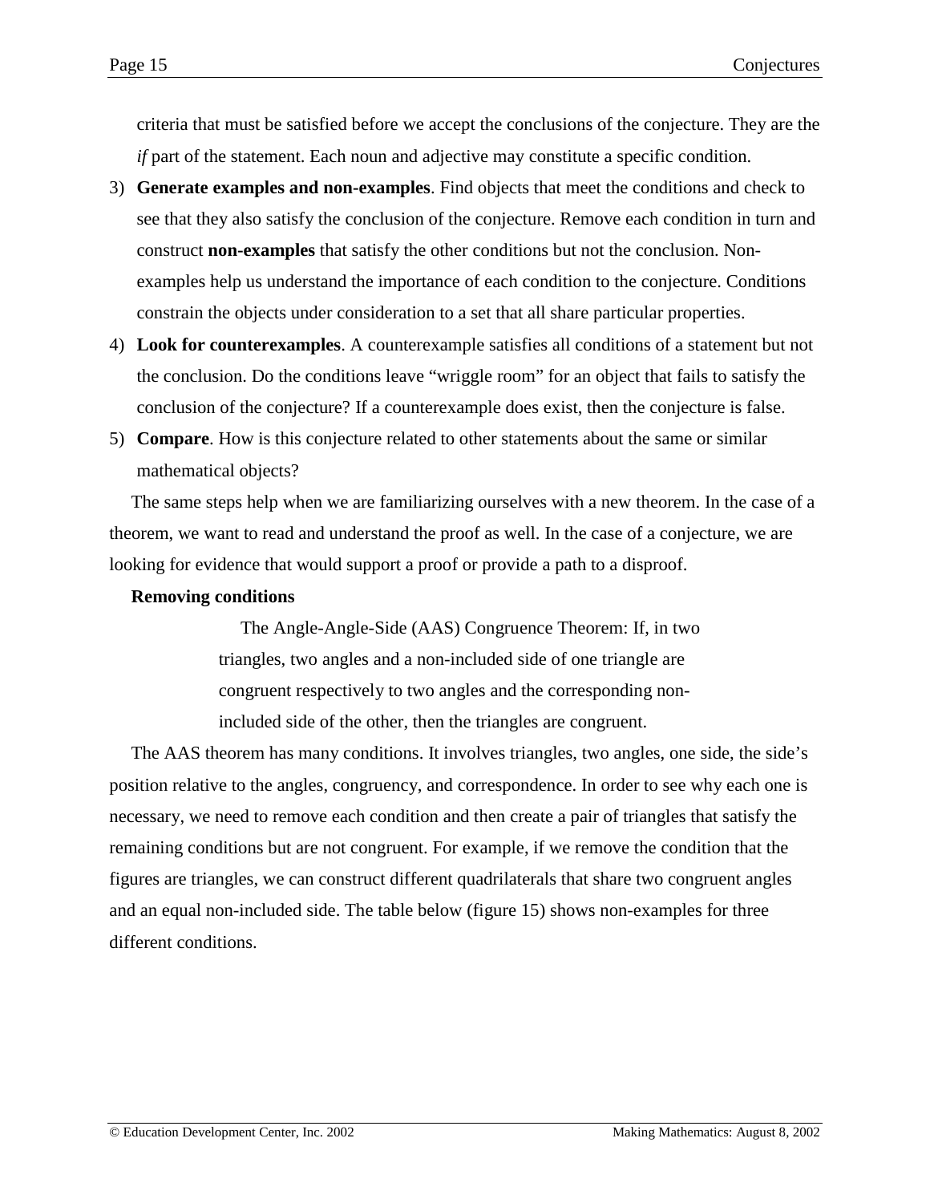criteria that must be satisfied before we accept the conclusions of the conjecture. They are the *if* part of the statement. Each noun and adjective may constitute a specific condition.

3) **Generate examples and non-examples**. Find objects that meet the conditions and check to see that they also satisfy the conclusion of the conjecture. Remove each condition in turn and construct **non-examples** that satisfy the other conditions but not the conclusion. Non-examples help us understand the importance of each condition to the conjecture. Conditions constrain the objects under consideration to a set that all share particular properties.
4) **Look for counterexamples**. A counterexample satisfies all conditions of a statement but not the conclusion. Do the conditions leave "wriggle room" for an object that fails to satisfy the conclusion of the conjecture? If a counterexample does exist, then the conjecture is false.
5) **Compare**. How is this conjecture related to other statements about the same or similar mathematical objects?

The same steps help when we are familiarizing ourselves with a new theorem. In the case of a theorem, we want to read and understand the proof as well. In the case of a conjecture, we are looking for evidence that would support a proof or provide a path to a disproof.

**Removing conditions**

> The Angle-Angle-Side (AAS) Congruence Theorem: If, in two triangles, two angles and a non-included side of one triangle are congruent respectively to two angles and the corresponding non-included side of the other, then the triangles are congruent.

The AAS theorem has many conditions. It involves triangles, two angles, one side, the side's position relative to the angles, congruency, and correspondence. In order to see why each one is necessary, we need to remove each condition and then create a pair of triangles that satisfy the remaining conditions but are not congruent. For example, if we remove the condition that the figures are triangles, we can construct different quadrilaterals that share two congruent angles and an equal non-included side. The table below (figure 15) shows non-examples for three different conditions.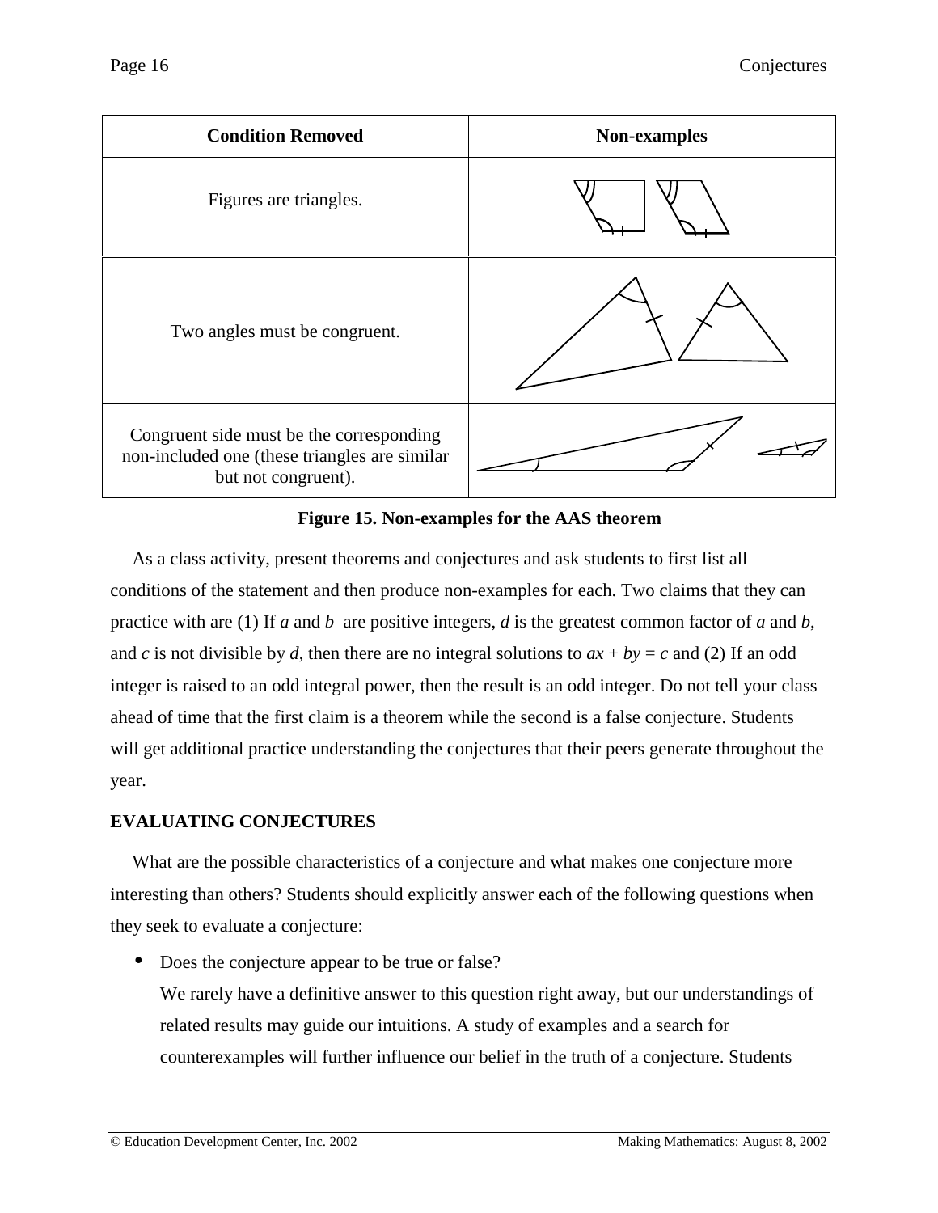| Condition Removed | Non-examples |
| --- | --- |
| Figures are triangles. | |
| Two angles must be congruent. | |
| Congruent side must be the corresponding non-included one (these triangles are similar but not congruent). | |

**Figure 15. Non-examples for the AAS theorem**

As a class activity, present theorems and conjectures and ask students to first list all conditions of the statement and then produce non-examples for each. Two claims that they can practice with are (1) If $a$ and $b$ are positive integers, $d$ is the greatest common factor of $a$ and $b$, and $c$ is not divisible by $d$, then there are no integral solutions to $ax + by = c$ and (2) If an odd integer is raised to an odd integral power, then the result is an odd integer. Do not tell your class ahead of time that the first claim is a theorem while the second is a false conjecture. Students will get additional practice understanding the conjectures that their peers generate throughout the year.

## EVALUATING CONJECTURES

What are the possible characteristics of a conjecture and what makes one conjecture more interesting than others? Students should explicitly answer each of the following questions when they seek to evaluate a conjecture:

- Does the conjecture appear to be true or false?
  We rarely have a definitive answer to this question right away, but our understandings of related results may guide our intuitions. A study of examples and a search for counterexamples will further influence our belief in the truth of a conjecture. Students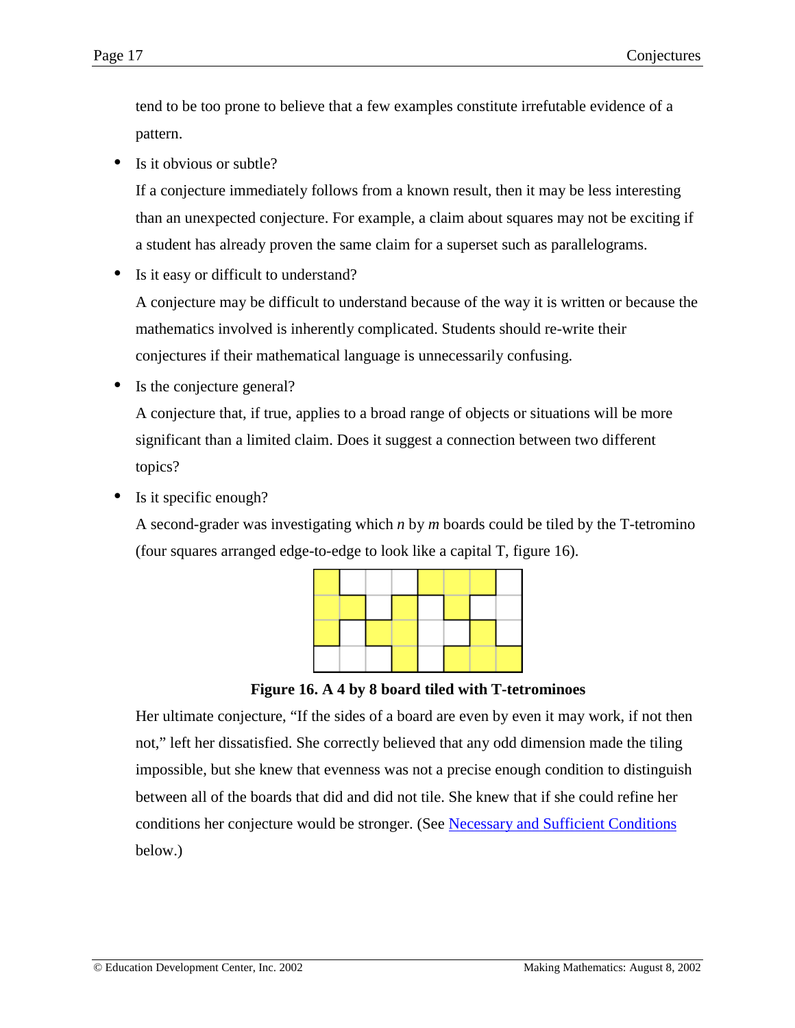tend to be too prone to believe that a few examples constitute irrefutable evidence of a pattern.

- Is it obvious or subtle?

  If a conjecture immediately follows from a known result, then it may be less interesting than an unexpected conjecture. For example, a claim about squares may not be exciting if a student has already proven the same claim for a superset such as parallelograms.

- Is it easy or difficult to understand?

  A conjecture may be difficult to understand because of the way it is written or because the mathematics involved is inherently complicated. Students should re-write their conjectures if their mathematical language is unnecessarily confusing.

- Is the conjecture general?

  A conjecture that, if true, applies to a broad range of objects or situations will be more significant than a limited claim. Does it suggest a connection between two different topics?

- Is it specific enough?

  A second-grader was investigating which *n* by *m* boards could be tiled by the T-tetromino (four squares arranged edge-to-edge to look like a capital T, figure 16).

  **Figure 16. A 4 by 8 board tiled with T-tetrominoes**

  Her ultimate conjecture, "If the sides of a board are even by even it may work, if not then not," left her dissatisfied. She correctly believed that any odd dimension made the tiling impossible, but she knew that evenness was not a precise enough condition to distinguish between all of the boards that did and did not tile. She knew that if she could refine her conditions her conjecture would be stronger. (See Necessary and Sufficient Conditions below.)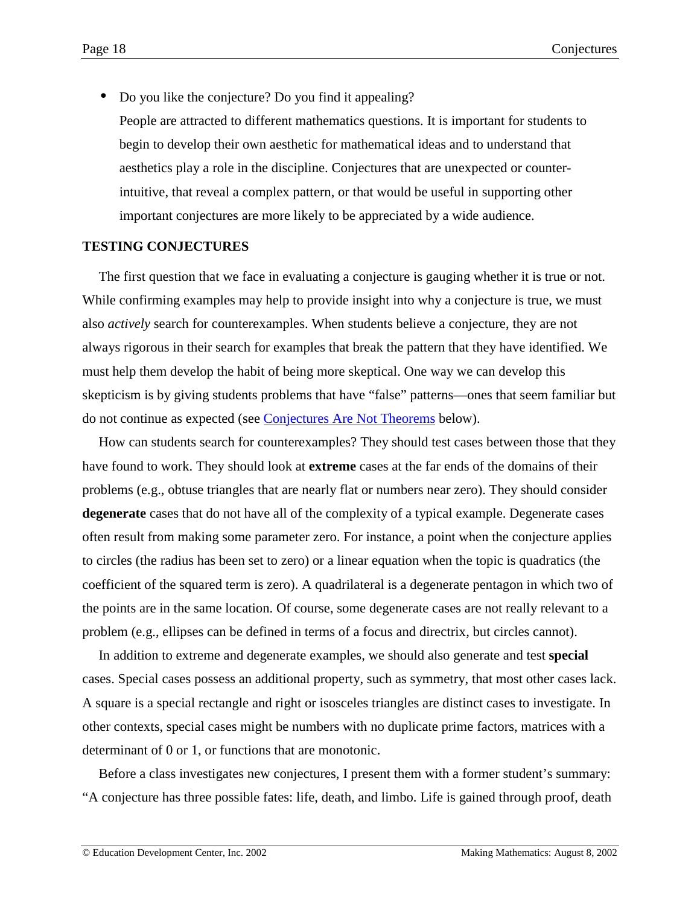- Do you like the conjecture? Do you find it appealing?
  People are attracted to different mathematics questions. It is important for students to begin to develop their own aesthetic for mathematical ideas and to understand that aesthetics play a role in the discipline. Conjectures that are unexpected or counter-intuitive, that reveal a complex pattern, or that would be useful in supporting other important conjectures are more likely to be appreciated by a wide audience.

**TESTING CONJECTURES**

The first question that we face in evaluating a conjecture is gauging whether it is true or not. While confirming examples may help to provide insight into why a conjecture is true, we must also *actively* search for counterexamples. When students believe a conjecture, they are not always rigorous in their search for examples that break the pattern that they have identified. We must help them develop the habit of being more skeptical. One way we can develop this skepticism is by giving students problems that have "false" patterns—ones that seem familiar but do not continue as expected (see [Conjectures Are Not Theorems]() below).

How can students search for counterexamples? They should test cases between those that they have found to work. They should look at **extreme** cases at the far ends of the domains of their problems (e.g., obtuse triangles that are nearly flat or numbers near zero). They should consider **degenerate** cases that do not have all of the complexity of a typical example. Degenerate cases often result from making some parameter zero. For instance, a point when the conjecture applies to circles (the radius has been set to zero) or a linear equation when the topic is quadratics (the coefficient of the squared term is zero). A quadrilateral is a degenerate pentagon in which two of the points are in the same location. Of course, some degenerate cases are not really relevant to a problem (e.g., ellipses can be defined in terms of a focus and directrix, but circles cannot).

In addition to extreme and degenerate examples, we should also generate and test **special** cases. Special cases possess an additional property, such as symmetry, that most other cases lack. A square is a special rectangle and right or isosceles triangles are distinct cases to investigate. In other contexts, special cases might be numbers with no duplicate prime factors, matrices with a determinant of 0 or 1, or functions that are monotonic.

Before a class investigates new conjectures, I present them with a former student's summary: "A conjecture has three possible fates: life, death, and limbo. Life is gained through proof, death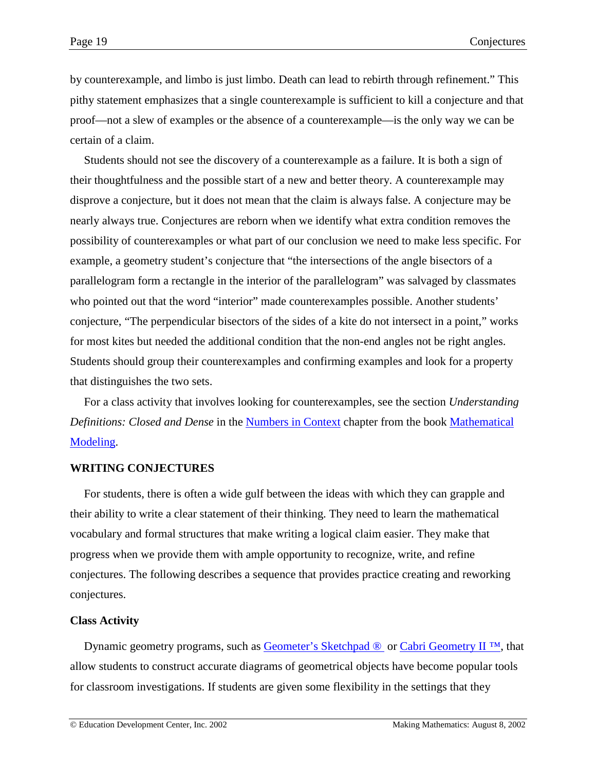by counterexample, and limbo is just limbo. Death can lead to rebirth through refinement." This pithy statement emphasizes that a single counterexample is sufficient to kill a conjecture and that proof—not a slew of examples or the absence of a counterexample—is the only way we can be certain of a claim.

Students should not see the discovery of a counterexample as a failure. It is both a sign of their thoughtfulness and the possible start of a new and better theory. A counterexample may disprove a conjecture, but it does not mean that the claim is always false. A conjecture may be nearly always true. Conjectures are reborn when we identify what extra condition removes the possibility of counterexamples or what part of our conclusion we need to make less specific. For example, a geometry student's conjecture that "the intersections of the angle bisectors of a parallelogram form a rectangle in the interior of the parallelogram" was salvaged by classmates who pointed out that the word "interior" made counterexamples possible. Another students' conjecture, "The perpendicular bisectors of the sides of a kite do not intersect in a point," works for most kites but needed the additional condition that the non-end angles not be right angles. Students should group their counterexamples and confirming examples and look for a property that distinguishes the two sets.

For a class activity that involves looking for counterexamples, see the section *Understanding Definitions: Closed and Dense* in the Numbers in Context chapter from the book Mathematical Modeling.

## WRITING CONJECTURES

For students, there is often a wide gulf between the ideas with which they can grapple and their ability to write a clear statement of their thinking. They need to learn the mathematical vocabulary and formal structures that make writing a logical claim easier. They make that progress when we provide them with ample opportunity to recognize, write, and refine conjectures. The following describes a sequence that provides practice creating and reworking conjectures.

### Class Activity

Dynamic geometry programs, such as Geometer's Sketchpad ® or Cabri Geometry II ™, that allow students to construct accurate diagrams of geometrical objects have become popular tools for classroom investigations. If students are given some flexibility in the settings that they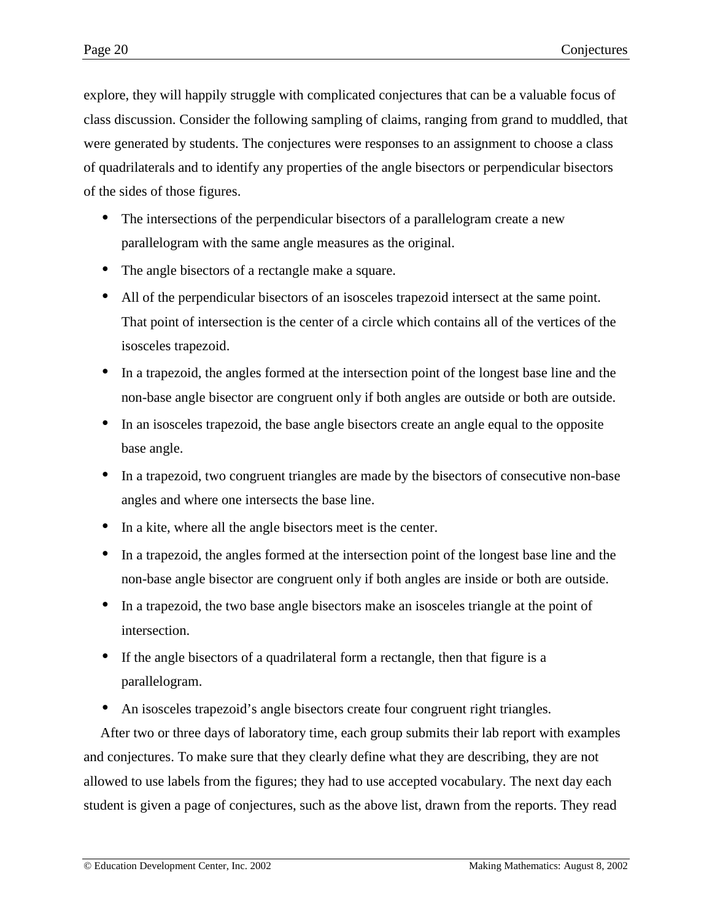explore, they will happily struggle with complicated conjectures that can be a valuable focus of class discussion. Consider the following sampling of claims, ranging from grand to muddled, that were generated by students. The conjectures were responses to an assignment to choose a class of quadrilaterals and to identify any properties of the angle bisectors or perpendicular bisectors of the sides of those figures.

- The intersections of the perpendicular bisectors of a parallelogram create a new parallelogram with the same angle measures as the original.
- The angle bisectors of a rectangle make a square.
- All of the perpendicular bisectors of an isosceles trapezoid intersect at the same point. That point of intersection is the center of a circle which contains all of the vertices of the isosceles trapezoid.
- In a trapezoid, the angles formed at the intersection point of the longest base line and the non-base angle bisector are congruent only if both angles are outside or both are outside.
- In an isosceles trapezoid, the base angle bisectors create an angle equal to the opposite base angle.
- In a trapezoid, two congruent triangles are made by the bisectors of consecutive non-base angles and where one intersects the base line.
- In a kite, where all the angle bisectors meet is the center.
- In a trapezoid, the angles formed at the intersection point of the longest base line and the non-base angle bisector are congruent only if both angles are inside or both are outside.
- In a trapezoid, the two base angle bisectors make an isosceles triangle at the point of intersection.
- If the angle bisectors of a quadrilateral form a rectangle, then that figure is a parallelogram.
- An isosceles trapezoid's angle bisectors create four congruent right triangles.

After two or three days of laboratory time, each group submits their lab report with examples and conjectures. To make sure that they clearly define what they are describing, they are not allowed to use labels from the figures; they had to use accepted vocabulary. The next day each student is given a page of conjectures, such as the above list, drawn from the reports. They read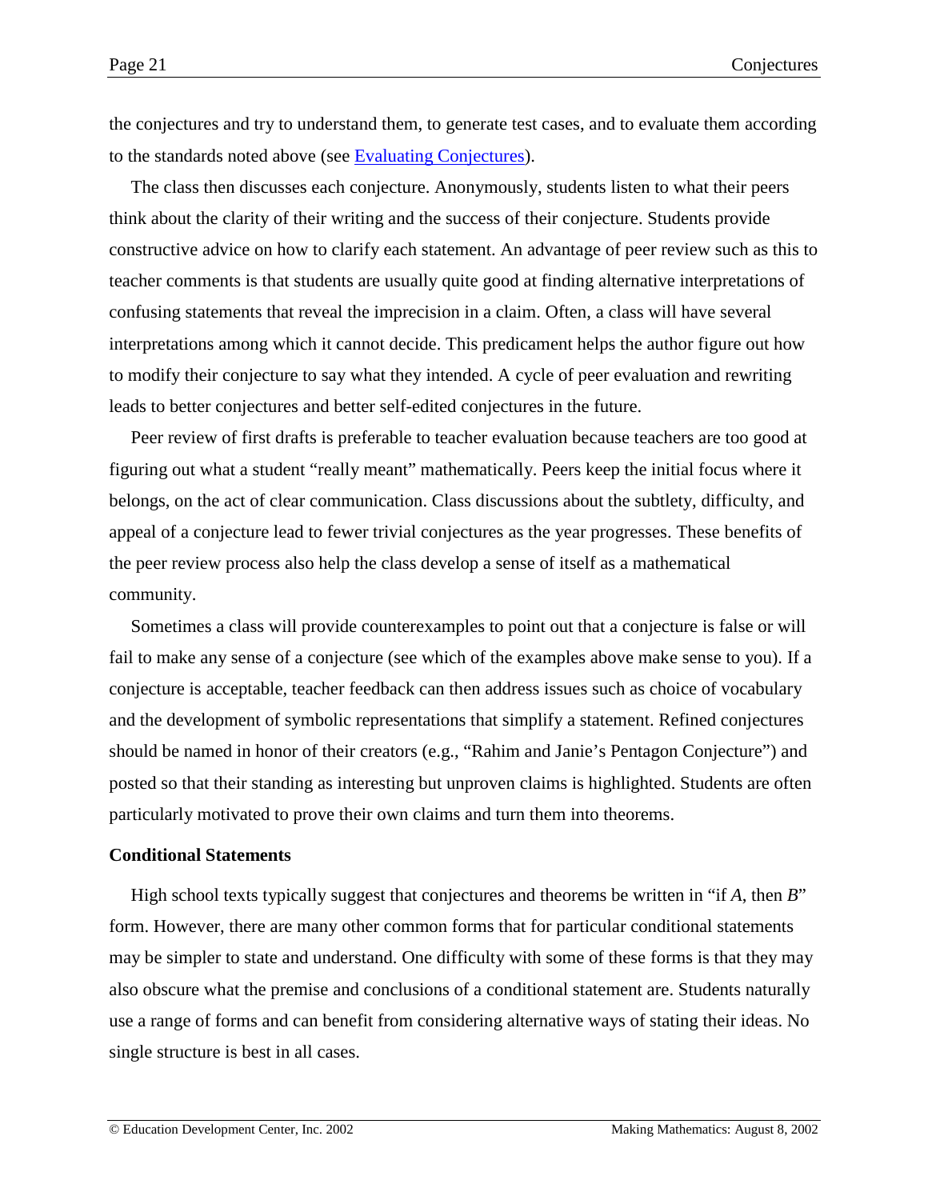the conjectures and try to understand them, to generate test cases, and to evaluate them according to the standards noted above (see [Evaluating Conjectures]).

The class then discusses each conjecture. Anonymously, students listen to what their peers think about the clarity of their writing and the success of their conjecture. Students provide constructive advice on how to clarify each statement. An advantage of peer review such as this to teacher comments is that students are usually quite good at finding alternative interpretations of confusing statements that reveal the imprecision in a claim. Often, a class will have several interpretations among which it cannot decide. This predicament helps the author figure out how to modify their conjecture to say what they intended. A cycle of peer evaluation and rewriting leads to better conjectures and better self-edited conjectures in the future.

Peer review of first drafts is preferable to teacher evaluation because teachers are too good at figuring out what a student "really meant" mathematically. Peers keep the initial focus where it belongs, on the act of clear communication. Class discussions about the subtlety, difficulty, and appeal of a conjecture lead to fewer trivial conjectures as the year progresses. These benefits of the peer review process also help the class develop a sense of itself as a mathematical community.

Sometimes a class will provide counterexamples to point out that a conjecture is false or will fail to make any sense of a conjecture (see which of the examples above make sense to you). If a conjecture is acceptable, teacher feedback can then address issues such as choice of vocabulary and the development of symbolic representations that simplify a statement. Refined conjectures should be named in honor of their creators (e.g., "Rahim and Janie's Pentagon Conjecture") and posted so that their standing as interesting but unproven claims is highlighted. Students are often particularly motivated to prove their own claims and turn them into theorems.

**Conditional Statements**

High school texts typically suggest that conjectures and theorems be written in "if *A*, then *B*" form. However, there are many other common forms that for particular conditional statements may be simpler to state and understand. One difficulty with some of these forms is that they may also obscure what the premise and conclusions of a conditional statement are. Students naturally use a range of forms and can benefit from considering alternative ways of stating their ideas. No single structure is best in all cases.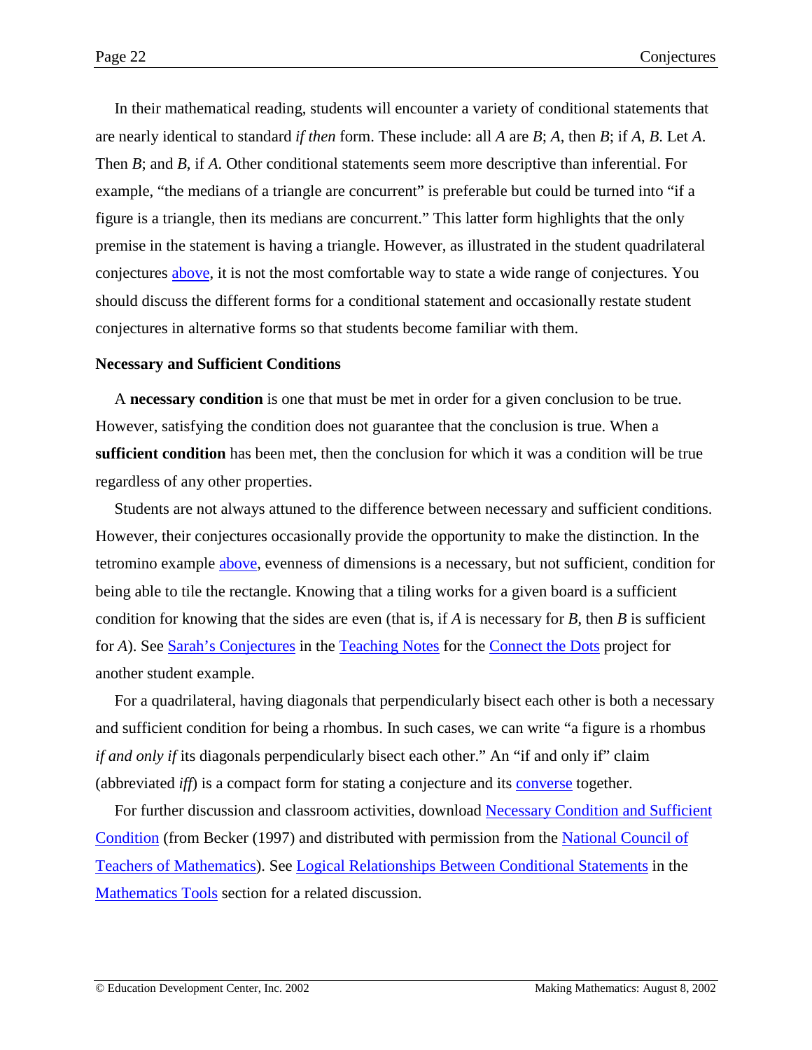In their mathematical reading, students will encounter a variety of conditional statements that are nearly identical to standard *if then* form. These include: all *A* are *B*; *A*, then *B*; if *A*, *B*. Let *A*. Then *B*; and *B*, if *A*. Other conditional statements seem more descriptive than inferential. For example, "the medians of a triangle are concurrent" is preferable but could be turned into "if a figure is a triangle, then its medians are concurrent." This latter form highlights that the only premise in the statement is having a triangle. However, as illustrated in the student quadrilateral conjectures above, it is not the most comfortable way to state a wide range of conjectures. You should discuss the different forms for a conditional statement and occasionally restate student conjectures in alternative forms so that students become familiar with them.

**Necessary and Sufficient Conditions**

A **necessary condition** is one that must be met in order for a given conclusion to be true. However, satisfying the condition does not guarantee that the conclusion is true. When a **sufficient condition** has been met, then the conclusion for which it was a condition will be true regardless of any other properties.

Students are not always attuned to the difference between necessary and sufficient conditions. However, their conjectures occasionally provide the opportunity to make the distinction. In the tetromino example above, evenness of dimensions is a necessary, but not sufficient, condition for being able to tile the rectangle. Knowing that a tiling works for a given board is a sufficient condition for knowing that the sides are even (that is, if *A* is necessary for *B*, then *B* is sufficient for *A*). See Sarah's Conjectures in the Teaching Notes for the Connect the Dots project for another student example.

For a quadrilateral, having diagonals that perpendicularly bisect each other is both a necessary and sufficient condition for being a rhombus. In such cases, we can write "a figure is a rhombus *if and only if* its diagonals perpendicularly bisect each other." An "if and only if" claim (abbreviated *iff*) is a compact form for stating a conjecture and its converse together.

For further discussion and classroom activities, download Necessary Condition and Sufficient Condition (from Becker (1997) and distributed with permission from the National Council of Teachers of Mathematics). See Logical Relationships Between Conditional Statements in the Mathematics Tools section for a related discussion.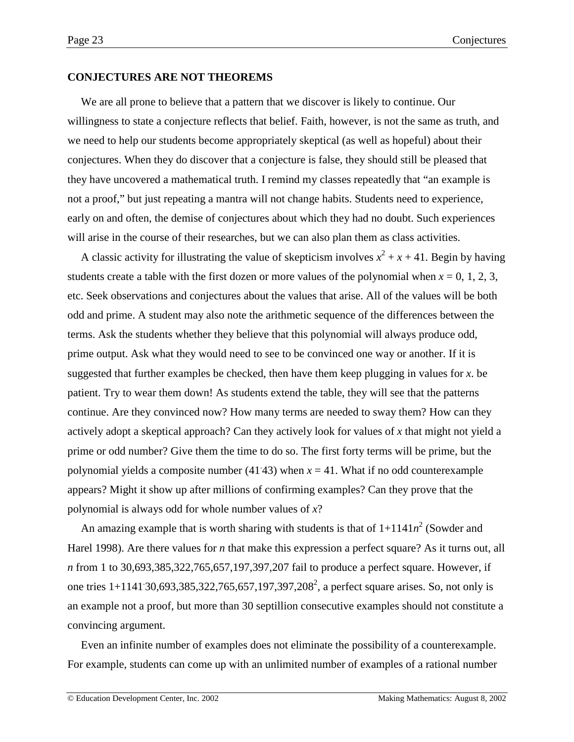## CONJECTURES ARE NOT THEOREMS

We are all prone to believe that a pattern that we discover is likely to continue. Our willingness to state a conjecture reflects that belief. Faith, however, is not the same as truth, and we need to help our students become appropriately skeptical (as well as hopeful) about their conjectures. When they do discover that a conjecture is false, they should still be pleased that they have uncovered a mathematical truth. I remind my classes repeatedly that "an example is not a proof," but just repeating a mantra will not change habits. Students need to experience, early on and often, the demise of conjectures about which they had no doubt. Such experiences will arise in the course of their researches, but we can also plan them as class activities.

A classic activity for illustrating the value of skepticism involves $x^2 + x + 41$. Begin by having students create a table with the first dozen or more values of the polynomial when $x = 0, 1, 2, 3$, etc. Seek observations and conjectures about the values that arise. All of the values will be both odd and prime. A student may also note the arithmetic sequence of the differences between the terms. Ask the students whether they believe that this polynomial will always produce odd, prime output. Ask what they would need to see to be convinced one way or another. If it is suggested that further examples be checked, then have them keep plugging in values for *x*. be patient. Try to wear them down! As students extend the table, they will see that the patterns continue. Are they convinced now? How many terms are needed to sway them? How can they actively adopt a skeptical approach? Can they actively look for values of *x* that might not yield a prime or odd number? Give them the time to do so. The first forty terms will be prime, but the polynomial yields a composite number ($41 \cdot 43$) when $x = 41$. What if no odd counterexample appears? Might it show up after millions of confirming examples? Can they prove that the polynomial is always odd for whole number values of *x*?

An amazing example that is worth sharing with students is that of $1+1141n^2$ (Sowder and Harel 1998). Are there values for *n* that make this expression a perfect square? As it turns out, all *n* from 1 to 30,693,385,322,765,657,197,397,207 fail to produce a perfect square. However, if one tries $1+1141 \cdot 30{,}693{,}385{,}322{,}765{,}657{,}197{,}397{,}208^2$, a perfect square arises. So, not only is an example not a proof, but more than 30 septillion consecutive examples should not constitute a convincing argument.

Even an infinite number of examples does not eliminate the possibility of a counterexample. For example, students can come up with an unlimited number of examples of a rational number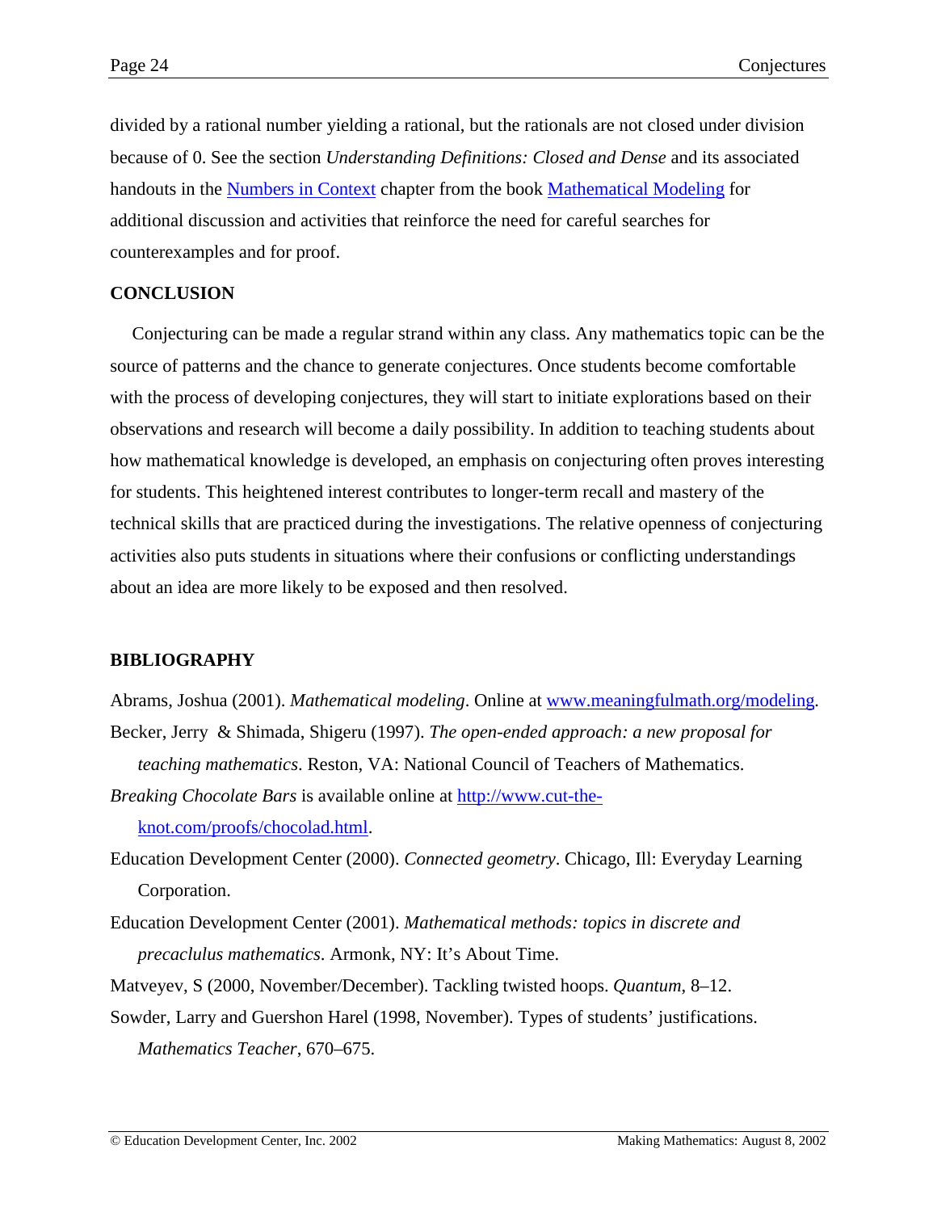divided by a rational number yielding a rational, but the rationals are not closed under division because of 0. See the section *Understanding Definitions: Closed and Dense* and its associated handouts in the [Numbers in Context]() chapter from the book [Mathematical Modeling]() for additional discussion and activities that reinforce the need for careful searches for counterexamples and for proof.

## CONCLUSION

Conjecturing can be made a regular strand within any class. Any mathematics topic can be the source of patterns and the chance to generate conjectures. Once students become comfortable with the process of developing conjectures, they will start to initiate explorations based on their observations and research will become a daily possibility. In addition to teaching students about how mathematical knowledge is developed, an emphasis on conjecturing often proves interesting for students. This heightened interest contributes to longer-term recall and mastery of the technical skills that are practiced during the investigations. The relative openness of conjecturing activities also puts students in situations where their confusions or conflicting understandings about an idea are more likely to be exposed and then resolved.

## BIBLIOGRAPHY

Abrams, Joshua (2001). *Mathematical modeling*. Online at [www.meaningfulmath.org/modeling](www.meaningfulmath.org/modeling).

Becker, Jerry & Shimada, Shigeru (1997). *The open-ended approach: a new proposal for teaching mathematics*. Reston, VA: National Council of Teachers of Mathematics.

*Breaking Chocolate Bars* is available online at [http://www.cut-the-knot.com/proofs/chocolad.html](http://www.cut-the-knot.com/proofs/chocolad.html).

Education Development Center (2000). *Connected geometry*. Chicago, Ill: Everyday Learning Corporation.

Education Development Center (2001). *Mathematical methods: topics in discrete and precaclulus mathematics*. Armonk, NY: It's About Time.

Matveyev, S (2000, November/December). Tackling twisted hoops. *Quantum*, 8–12.

Sowder, Larry and Guershon Harel (1998, November). Types of students' justifications. *Mathematics Teacher*, 670–675.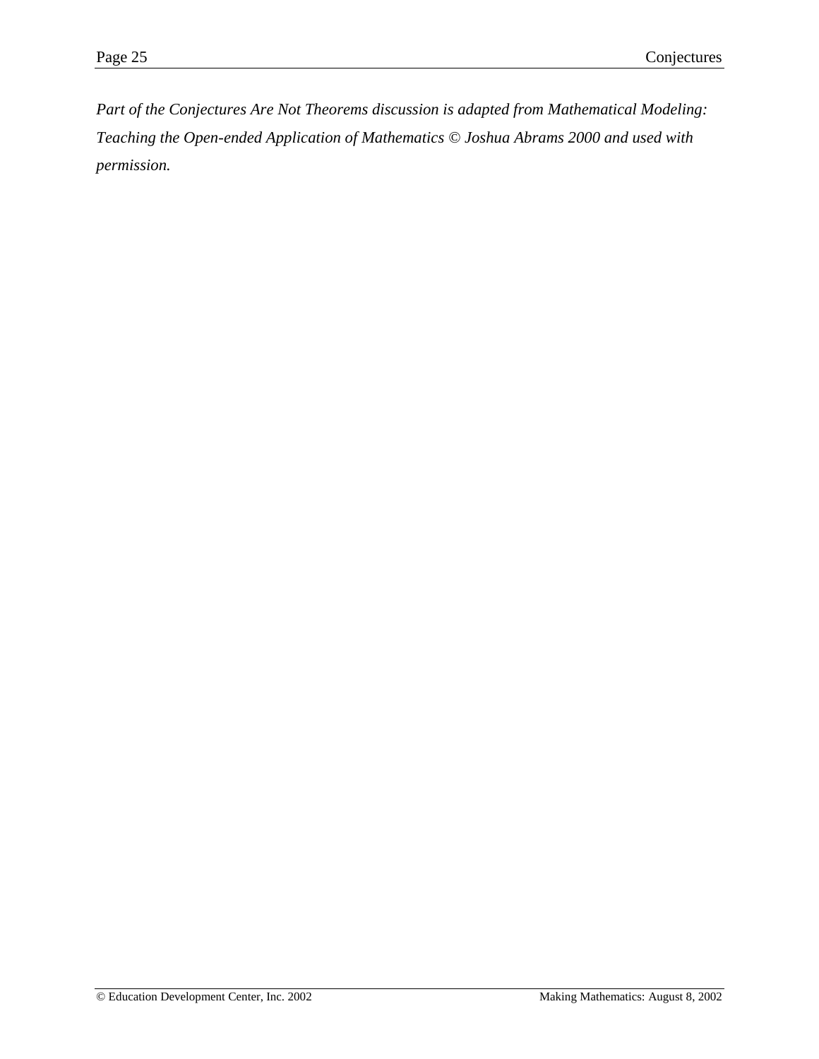*Part of the Conjectures Are Not Theorems discussion is adapted from Mathematical Modeling: Teaching the Open-ended Application of Mathematics © Joshua Abrams 2000 and used with permission.*